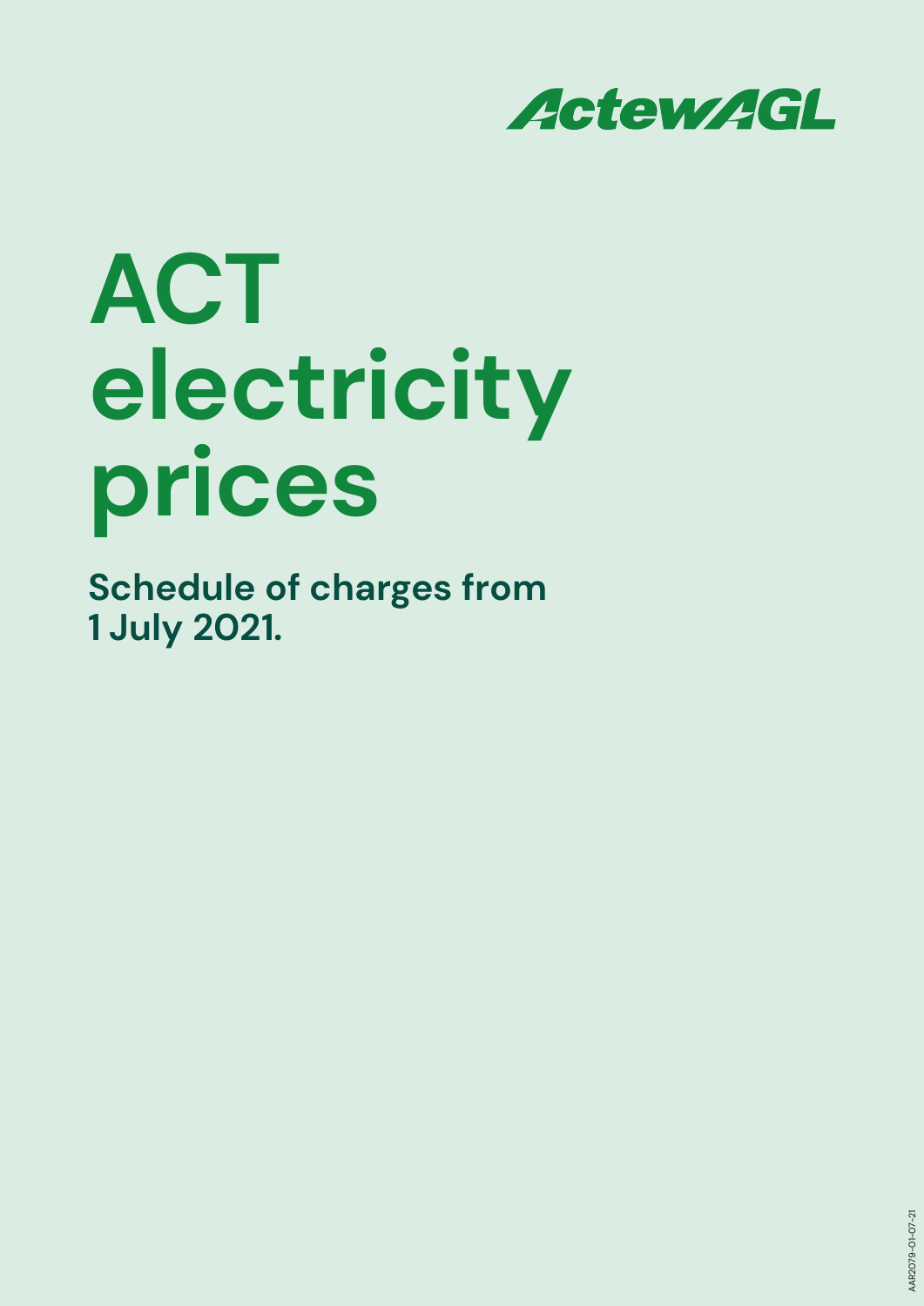ActewAGL

# ACT electricity prices

**Schedule of charges from 1 July 2021.**

AAR2079-01-07-21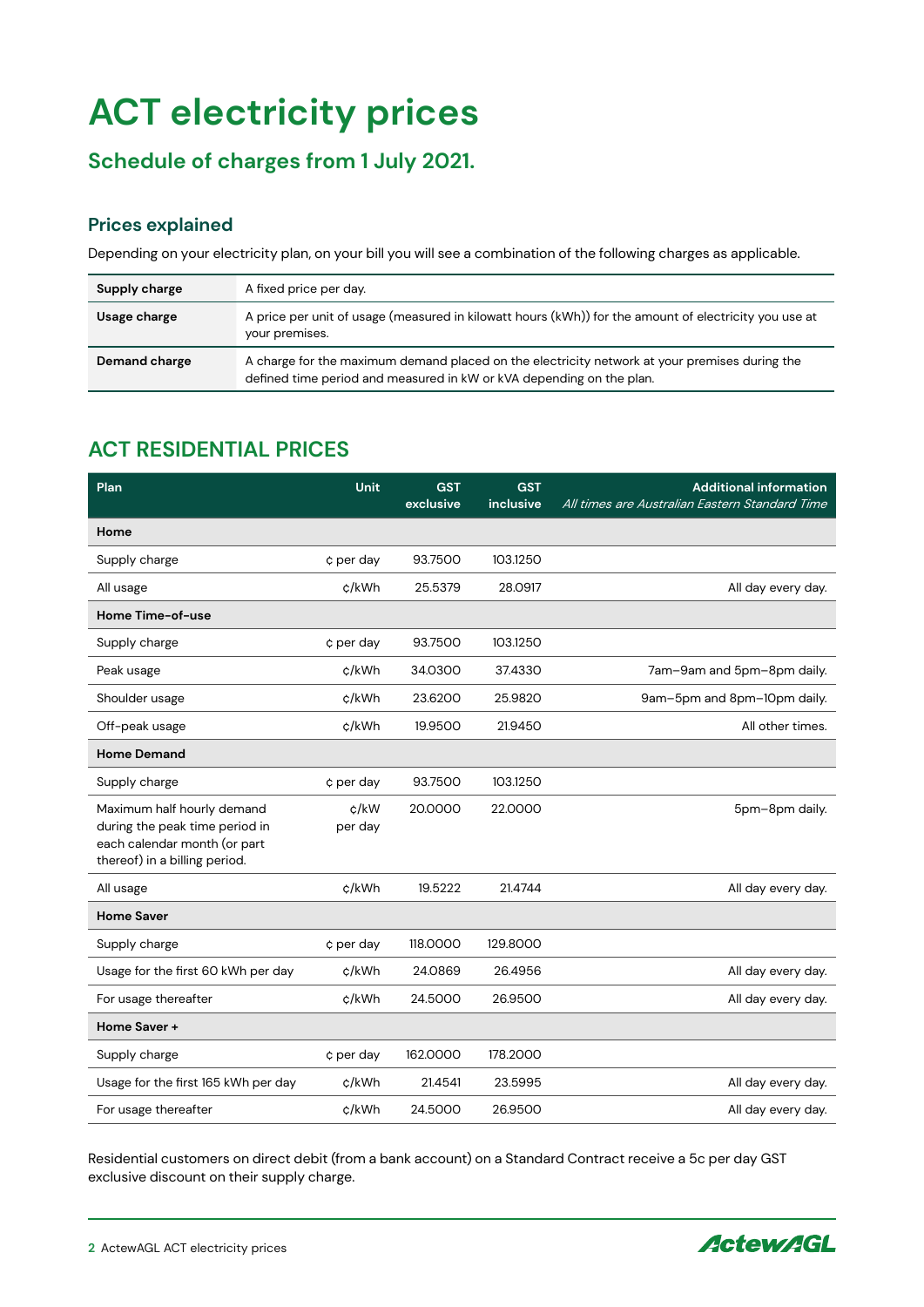# ACT electricity prices

## Schedule of charges from 1 July 2021.

### Prices explained

Depending on your electricity plan, on your bill you will see a combination of the following charges as applicable.

| | |
|---|---|
| **Supply charge** | A fixed price per day. |
| **Usage charge** | A price per unit of usage (measured in kilowatt hours (kWh)) for the amount of electricity you use at your premises. |
| **Demand charge** | A charge for the maximum demand placed on the electricity network at your premises during the defined time period and measured in kW or kVA depending on the plan. |

## ACT RESIDENTIAL PRICES

| Plan | Unit | GST exclusive | GST inclusive | Additional information *All times are Australian Eastern Standard Time* |
|---|---|---|---|---|
| **Home** | | | | |
| Supply charge | ¢ per day | 93.7500 | 103.1250 | |
| All usage | ¢/kWh | 25.5379 | 28.0917 | All day every day. |
| **Home Time-of-use** | | | | |
| Supply charge | ¢ per day | 93.7500 | 103.1250 | |
| Peak usage | ¢/kWh | 34.0300 | 37.4330 | 7am–9am and 5pm–8pm daily. |
| Shoulder usage | ¢/kWh | 23.6200 | 25.9820 | 9am–5pm and 8pm–10pm daily. |
| Off-peak usage | ¢/kWh | 19.9500 | 21.9450 | All other times. |
| **Home Demand** | | | | |
| Supply charge | ¢ per day | 93.7500 | 103.1250 | |
| Maximum half hourly demand during the peak time period in each calendar month (or part thereof) in a billing period. | ¢/kW per day | 20.0000 | 22.0000 | 5pm–8pm daily. |
| All usage | ¢/kWh | 19.5222 | 21.4744 | All day every day. |
| **Home Saver** | | | | |
| Supply charge | ¢ per day | 118.0000 | 129.8000 | |
| Usage for the first 60 kWh per day | ¢/kWh | 24.0869 | 26.4956 | All day every day. |
| For usage thereafter | ¢/kWh | 24.5000 | 26.9500 | All day every day. |
| **Home Saver +** | | | | |
| Supply charge | ¢ per day | 162.0000 | 178.2000 | |
| Usage for the first 165 kWh per day | ¢/kWh | 21.4541 | 23.5995 | All day every day. |
| For usage thereafter | ¢/kWh | 24.5000 | 26.9500 | All day every day. |

Residential customers on direct debit (from a bank account) on a Standard Contract receive a 5c per day GST exclusive discount on their supply charge.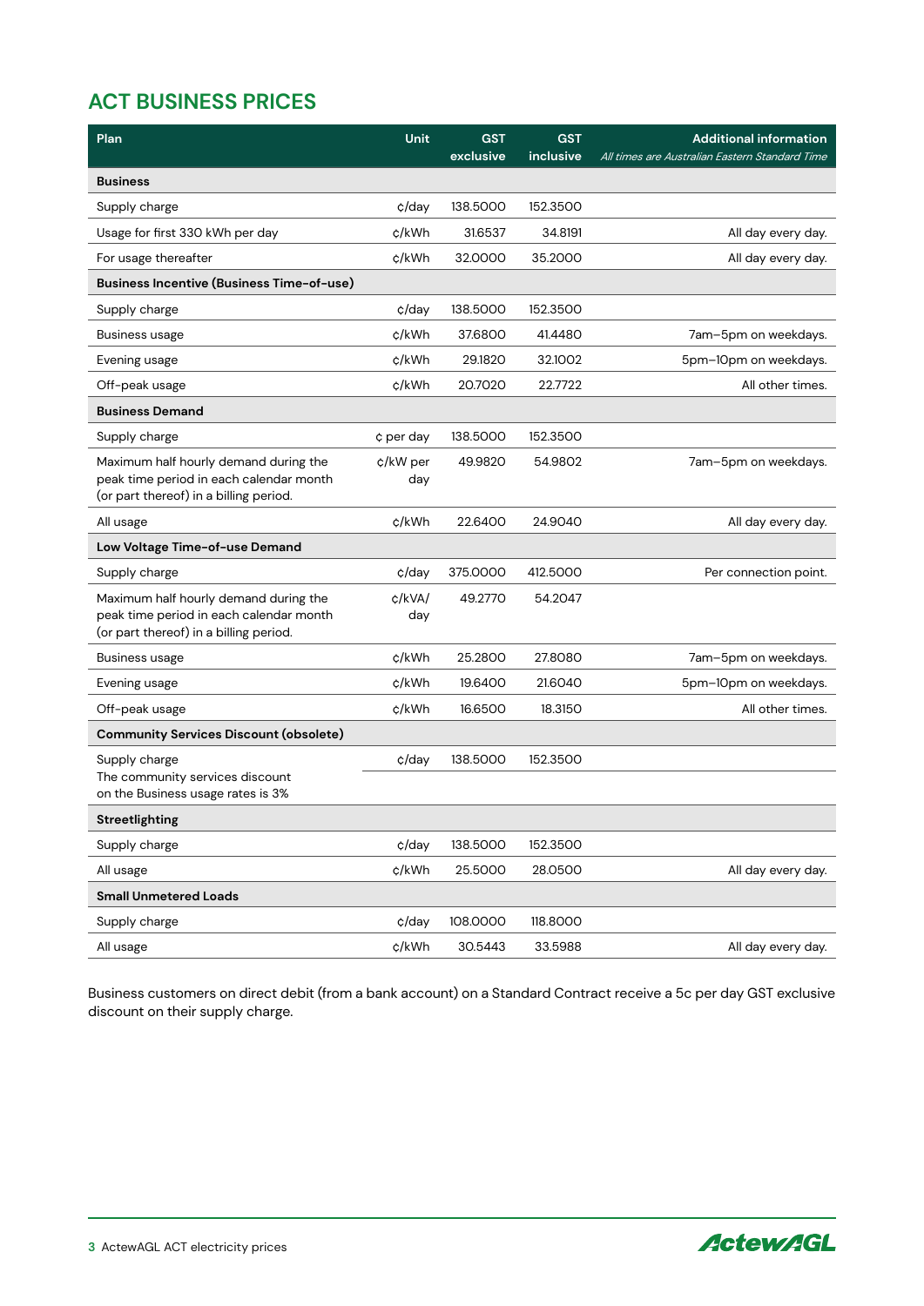## ACT BUSINESS PRICES

| Plan | Unit | GST exclusive | GST inclusive | Additional information *All times are Australian Eastern Standard Time* |
|---|---|---|---|---|
| **Business** | | | | |
| Supply charge | ¢/day | 138.5000 | 152.3500 | |
| Usage for first 330 kWh per day | ¢/kWh | 31.6537 | 34.8191 | All day every day. |
| For usage thereafter | ¢/kWh | 32.0000 | 35.2000 | All day every day. |
| **Business Incentive (Business Time-of-use)** | | | | |
| Supply charge | ¢/day | 138.5000 | 152.3500 | |
| Business usage | ¢/kWh | 37.6800 | 41.4480 | 7am–5pm on weekdays. |
| Evening usage | ¢/kWh | 29.1820 | 32.1002 | 5pm–10pm on weekdays. |
| Off-peak usage | ¢/kWh | 20.7020 | 22.7722 | All other times. |
| **Business Demand** | | | | |
| Supply charge | ¢ per day | 138.5000 | 152.3500 | |
| Maximum half hourly demand during the peak time period in each calendar month (or part thereof) in a billing period. | ¢/kW per day | 49.9820 | 54.9802 | 7am–5pm on weekdays. |
| All usage | ¢/kWh | 22.6400 | 24.9040 | All day every day. |
| **Low Voltage Time-of-use Demand** | | | | |
| Supply charge | ¢/day | 375.0000 | 412.5000 | Per connection point. |
| Maximum half hourly demand during the peak time period in each calendar month (or part thereof) in a billing period. | ¢/kVA/day | 49.2770 | 54.2047 | |
| Business usage | ¢/kWh | 25.2800 | 27.8080 | 7am–5pm on weekdays. |
| Evening usage | ¢/kWh | 19.6400 | 21.6040 | 5pm–10pm on weekdays. |
| Off-peak usage | ¢/kWh | 16.6500 | 18.3150 | All other times. |
| **Community Services Discount (obsolete)** | | | | |
| Supply charge<br>The community services discount on the Business usage rates is 3% | ¢/day | 138.5000 | 152.3500 | |
| **Streetlighting** | | | | |
| Supply charge | ¢/day | 138.5000 | 152.3500 | |
| All usage | ¢/kWh | 25.5000 | 28.0500 | All day every day. |
| **Small Unmetered Loads** | | | | |
| Supply charge | ¢/day | 108.0000 | 118.8000 | |
| All usage | ¢/kWh | 30.5443 | 33.5988 | All day every day. |

Business customers on direct debit (from a bank account) on a Standard Contract receive a 5c per day GST exclusive discount on their supply charge.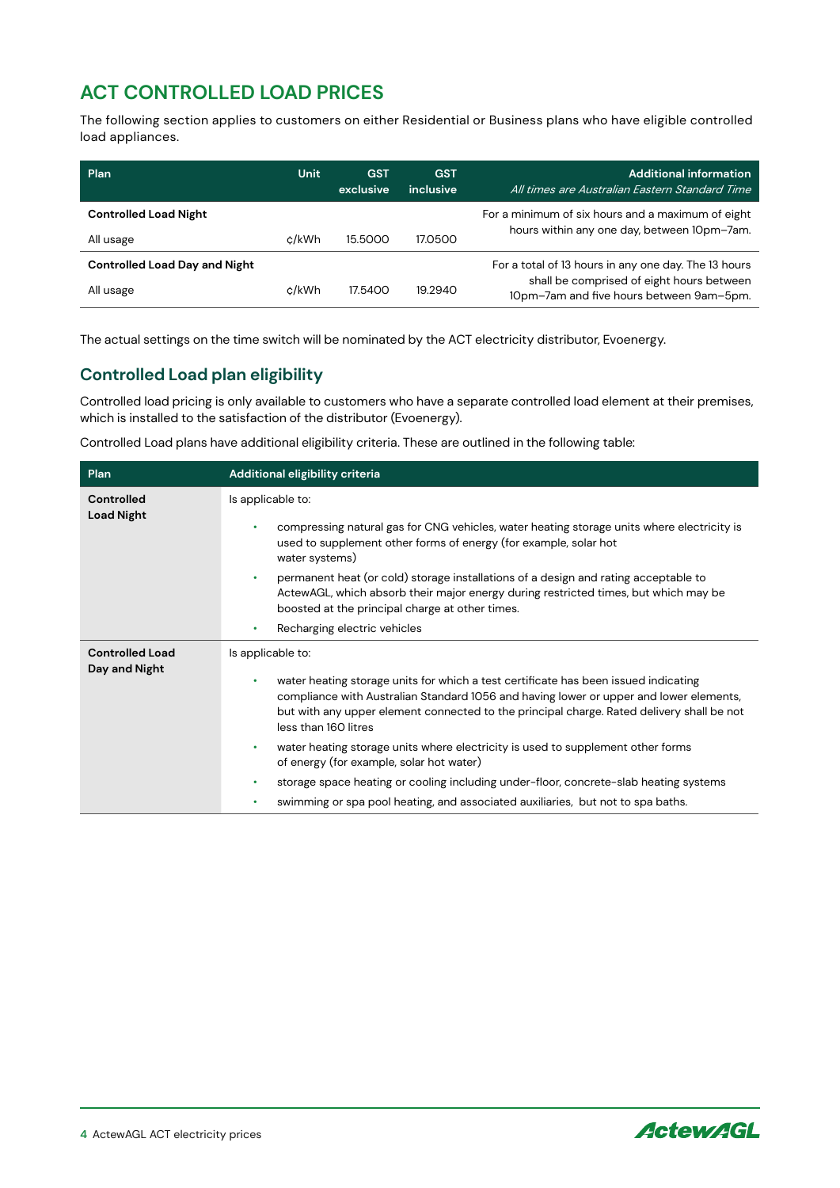## ACT CONTROLLED LOAD PRICES

The following section applies to customers on either Residential or Business plans who have eligible controlled load appliances.

| Plan | Unit | GST exclusive | GST inclusive | Additional information *All times are Australian Eastern Standard Time* |
|---|---|---|---|---|
| **Controlled Load Night** | | | | For a minimum of six hours and a maximum of eight hours within any one day, between 10pm–7am. |
| All usage | c/kWh | 15.5000 | 17.0500 | |
| **Controlled Load Day and Night** | | | | For a total of 13 hours in any one day. The 13 hours shall be comprised of eight hours between 10pm–7am and five hours between 9am–5pm. |
| All usage | c/kWh | 17.5400 | 19.2940 | |

The actual settings on the time switch will be nominated by the ACT electricity distributor, Evoenergy.

### Controlled Load plan eligibility

Controlled load pricing is only available to customers who have a separate controlled load element at their premises, which is installed to the satisfaction of the distributor (Evoenergy).

Controlled Load plans have additional eligibility criteria. These are outlined in the following table:

| Plan | Additional eligibility criteria |
|---|---|
| **Controlled Load Night** | Is applicable to:<br>• compressing natural gas for CNG vehicles, water heating storage units where electricity is used to supplement other forms of energy (for example, solar hot water systems)<br>• permanent heat (or cold) storage installations of a design and rating acceptable to ActewAGL, which absorb their major energy during restricted times, but which may be boosted at the principal charge at other times.<br>• Recharging electric vehicles |
| **Controlled Load Day and Night** | Is applicable to:<br>• water heating storage units for which a test certificate has been issued indicating compliance with Australian Standard 1056 and having lower or upper and lower elements, but with any upper element connected to the principal charge. Rated delivery shall be not less than 160 litres<br>• water heating storage units where electricity is used to supplement other forms of energy (for example, solar hot water)<br>• storage space heating or cooling including under-floor, concrete-slab heating systems<br>• swimming or spa pool heating, and associated auxiliaries, but not to spa baths. |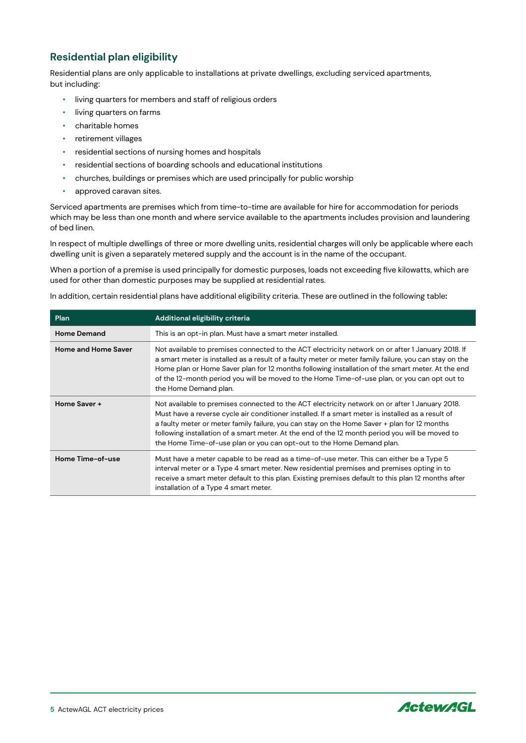## Residential plan eligibility

Residential plans are only applicable to installations at private dwellings, excluding serviced apartments, but including:

- living quarters for members and staff of religious orders
- living quarters on farms
- charitable homes
- retirement villages
- residential sections of nursing homes and hospitals
- residential sections of boarding schools and educational institutions
- churches, buildings or premises which are used principally for public worship
- approved caravan sites.

Serviced apartments are premises which from time-to-time are available for hire for accommodation for periods which may be less than one month and where service available to the apartments includes provision and laundering of bed linen.

In respect of multiple dwellings of three or more dwelling units, residential charges will only be applicable where each dwelling unit is given a separately metered supply and the account is in the name of the occupant.

When a portion of a premise is used principally for domestic purposes, loads not exceeding five kilowatts, which are used for other than domestic purposes may be supplied at residential rates.

In addition, certain residential plans have additional eligibility criteria. These are outlined in the following table**:**

| Plan | Additional eligibility criteria |
|---|---|
| **Home Demand** | This is an opt-in plan. Must have a smart meter installed. |
| **Home and Home Saver** | Not available to premises connected to the ACT electricity network on or after 1 January 2018. If a smart meter is installed as a result of a faulty meter or meter family failure, you can stay on the Home plan or Home Saver plan for 12 months following installation of the smart meter. At the end of the 12-month period you will be moved to the Home Time-of-use plan, or you can opt out to the Home Demand plan. |
| **Home Saver +** | Not available to premises connected to the ACT electricity network on or after 1 January 2018. Must have a reverse cycle air conditioner installed. If a smart meter is installed as a result of a faulty meter or meter family failure, you can stay on the Home Saver + plan for 12 months following installation of a smart meter. At the end of the 12 month period you will be moved to the Home Time-of-use plan or you can opt-out to the Home Demand plan. |
| **Home Time-of-use** | Must have a meter capable to be read as a time-of-use meter. This can either be a Type 5 interval meter or a Type 4 smart meter. New residential premises and premises opting in to receive a smart meter default to this plan. Existing premises default to this plan 12 months after installation of a Type 4 smart meter. |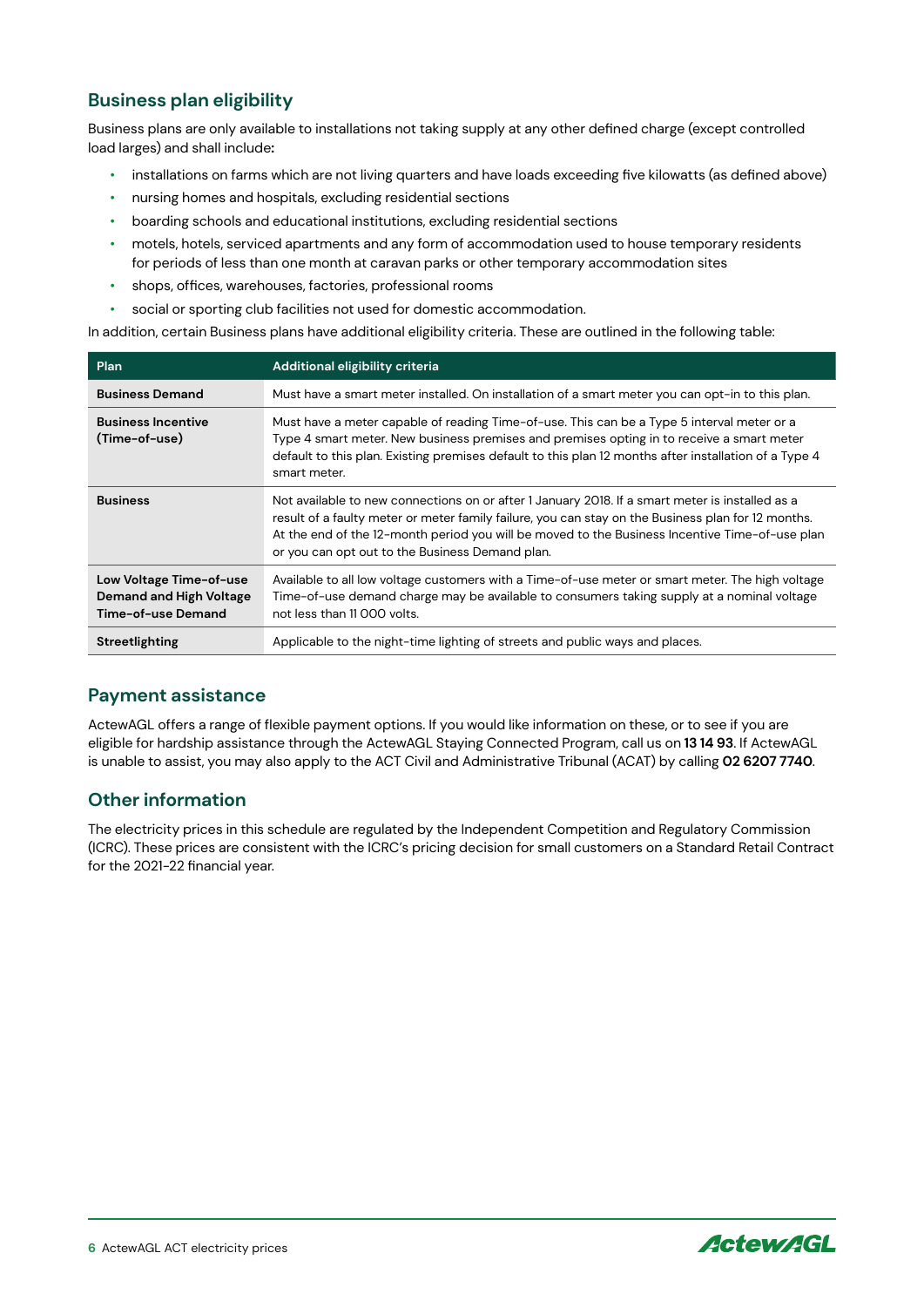## Business plan eligibility

Business plans are only available to installations not taking supply at any other defined charge (except controlled load larges) and shall include**:**

- installations on farms which are not living quarters and have loads exceeding five kilowatts (as defined above)
- nursing homes and hospitals, excluding residential sections
- boarding schools and educational institutions, excluding residential sections
- motels, hotels, serviced apartments and any form of accommodation used to house temporary residents for periods of less than one month at caravan parks or other temporary accommodation sites
- shops, offices, warehouses, factories, professional rooms
- social or sporting club facilities not used for domestic accommodation.

In addition, certain Business plans have additional eligibility criteria. These are outlined in the following table:

| Plan | Additional eligibility criteria |
|---|---|
| **Business Demand** | Must have a smart meter installed. On installation of a smart meter you can opt-in to this plan. |
| **Business Incentive (Time-of-use)** | Must have a meter capable of reading Time-of-use. This can be a Type 5 interval meter or a Type 4 smart meter. New business premises and premises opting in to receive a smart meter default to this plan. Existing premises default to this plan 12 months after installation of a Type 4 smart meter. |
| **Business** | Not available to new connections on or after 1 January 2018. If a smart meter is installed as a result of a faulty meter or meter family failure, you can stay on the Business plan for 12 months. At the end of the 12-month period you will be moved to the Business Incentive Time-of-use plan or you can opt out to the Business Demand plan. |
| **Low Voltage Time-of-use Demand and High Voltage Time-of-use Demand** | Available to all low voltage customers with a Time-of-use meter or smart meter. The high voltage Time-of-use demand charge may be available to consumers taking supply at a nominal voltage not less than 11 000 volts. |
| **Streetlighting** | Applicable to the night-time lighting of streets and public ways and places. |

## Payment assistance

ActewAGL offers a range of flexible payment options. If you would like information on these, or to see if you are eligible for hardship assistance through the ActewAGL Staying Connected Program, call us on **13 14 93**. If ActewAGL is unable to assist, you may also apply to the ACT Civil and Administrative Tribunal (ACAT) by calling **02 6207 7740**.

## Other information

The electricity prices in this schedule are regulated by the Independent Competition and Regulatory Commission (ICRC). These prices are consistent with the ICRC's pricing decision for small customers on a Standard Retail Contract for the 2021-22 financial year.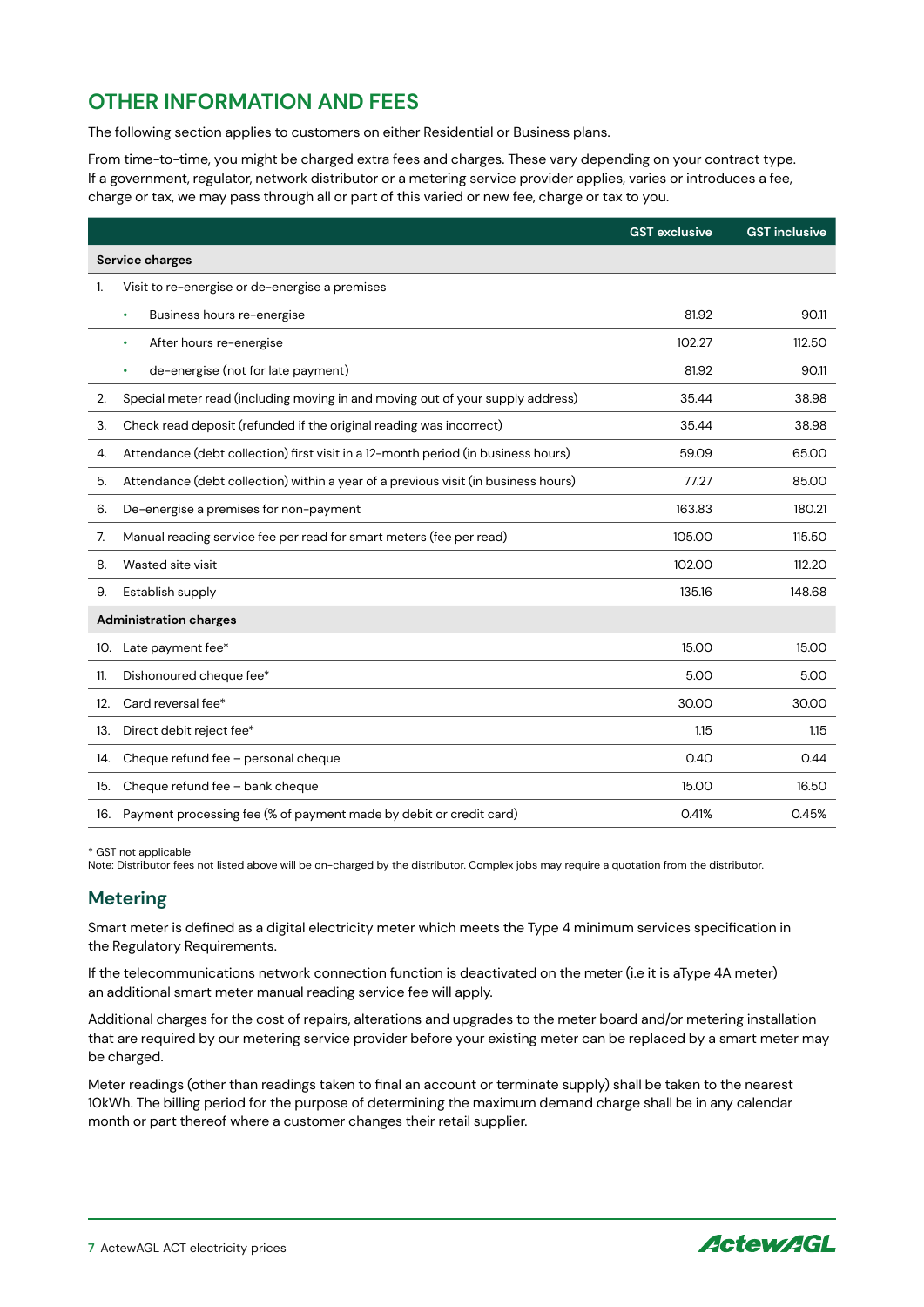## OTHER INFORMATION AND FEES

The following section applies to customers on either Residential or Business plans.

From time-to-time, you might be charged extra fees and charges. These vary depending on your contract type. If a government, regulator, network distributor or a metering service provider applies, varies or introduces a fee, charge or tax, we may pass through all or part of this varied or new fee, charge or tax to you.

| | | GST exclusive | GST inclusive |
|---|---|---|---|
| **Service charges** | | | |
| 1. | Visit to re-energise or de-energise a premises | | |
| | • Business hours re-energise | 81.92 | 90.11 |
| | • After hours re-energise | 102.27 | 112.50 |
| | • de-energise (not for late payment) | 81.92 | 90.11 |
| 2. | Special meter read (including moving in and moving out of your supply address) | 35.44 | 38.98 |
| 3. | Check read deposit (refunded if the original reading was incorrect) | 35.44 | 38.98 |
| 4. | Attendance (debt collection) first visit in a 12-month period (in business hours) | 59.09 | 65.00 |
| 5. | Attendance (debt collection) within a year of a previous visit (in business hours) | 77.27 | 85.00 |
| 6. | De-energise a premises for non-payment | 163.83 | 180.21 |
| 7. | Manual reading service fee per read for smart meters (fee per read) | 105.00 | 115.50 |
| 8. | Wasted site visit | 102.00 | 112.20 |
| 9. | Establish supply | 135.16 | 148.68 |
| **Administration charges** | | | |
| 10. | Late payment fee* | 15.00 | 15.00 |
| 11. | Dishonoured cheque fee* | 5.00 | 5.00 |
| 12. | Card reversal fee* | 30.00 | 30.00 |
| 13. | Direct debit reject fee* | 1.15 | 1.15 |
| 14. | Cheque refund fee – personal cheque | 0.40 | 0.44 |
| 15. | Cheque refund fee – bank cheque | 15.00 | 16.50 |
| 16. | Payment processing fee (% of payment made by debit or credit card) | 0.41% | 0.45% |

\* GST not applicable
Note: Distributor fees not listed above will be on-charged by the distributor. Complex jobs may require a quotation from the distributor.

### Metering

Smart meter is defined as a digital electricity meter which meets the Type 4 minimum services specification in the Regulatory Requirements.

If the telecommunications network connection function is deactivated on the meter (i.e it is aType 4A meter) an additional smart meter manual reading service fee will apply.

Additional charges for the cost of repairs, alterations and upgrades to the meter board and/or metering installation that are required by our metering service provider before your existing meter can be replaced by a smart meter may be charged.

Meter readings (other than readings taken to final an account or terminate supply) shall be taken to the nearest 10kWh. The billing period for the purpose of determining the maximum demand charge shall be in any calendar month or part thereof where a customer changes their retail supplier.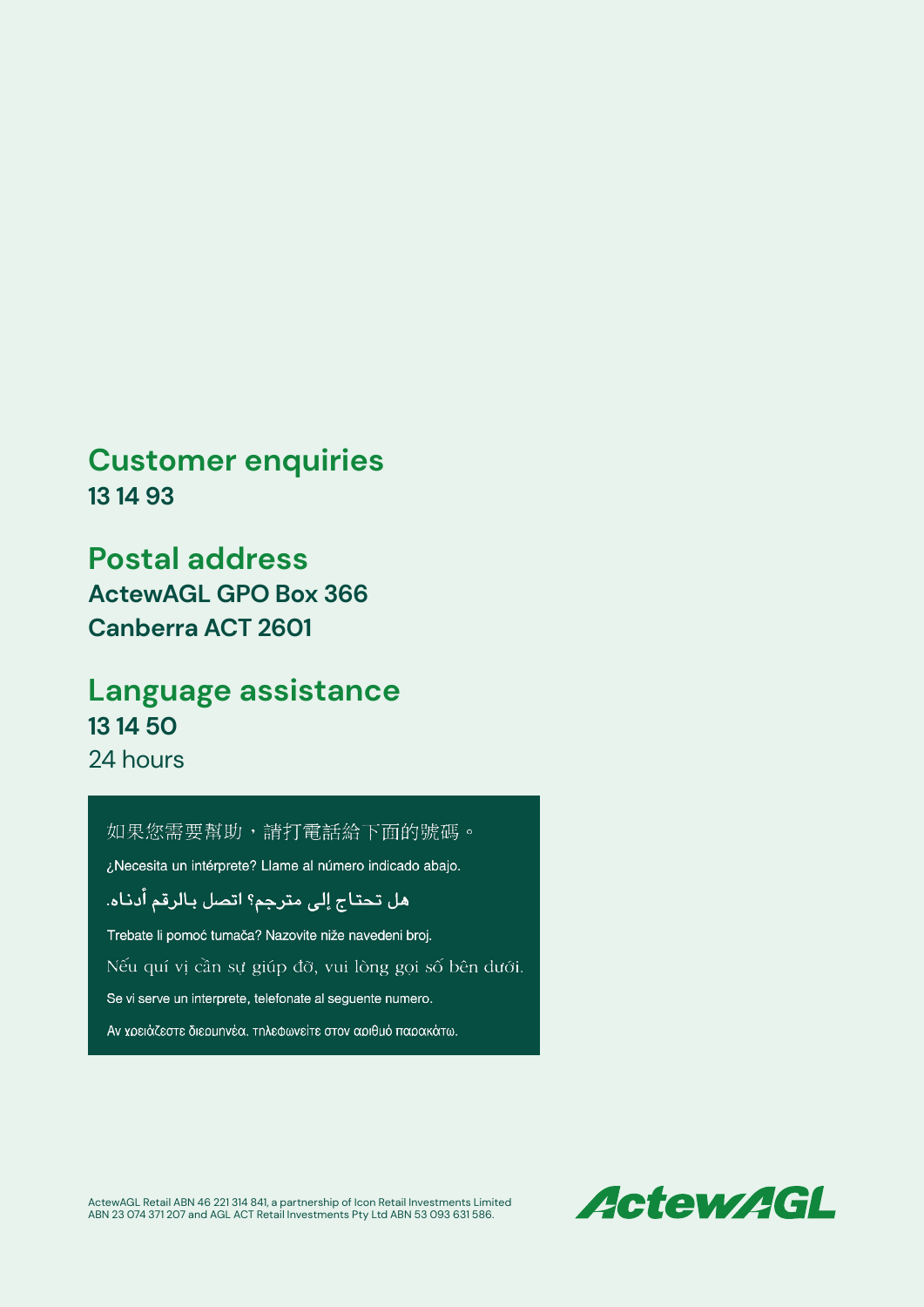## Customer enquiries

**13 14 93**

## Postal address

**ActewAGL GPO Box 366**
**Canberra ACT 2601**

## Language assistance

**13 14 50**
24 hours

如果您需要幫助，請打電話給下面的號碼。

¿Necesita un intérprete? Llame al número indicado abajo.

هل تحتاج إلى مترجم؟ اتصل بالرقم أدناه.

Trebate li pomoć tumača? Nazovite niže navedeni broj.

Nếu quí vị cần sự giúp đỡ, vui lòng gọi số bên dưới.

Se vi serve un interprete, telefonate al seguente numero.

Αν χρειάζεστε διερμηνέα, τηλεφωνείτε στον αριθμό παρακάτω.

ActewAGL Retail ABN 46 221 314 841, a partnership of Icon Retail Investments Limited ABN 23 074 371 207 and AGL ACT Retail Investments Pty Ltd ABN 53 093 631 586.

ActewAGL